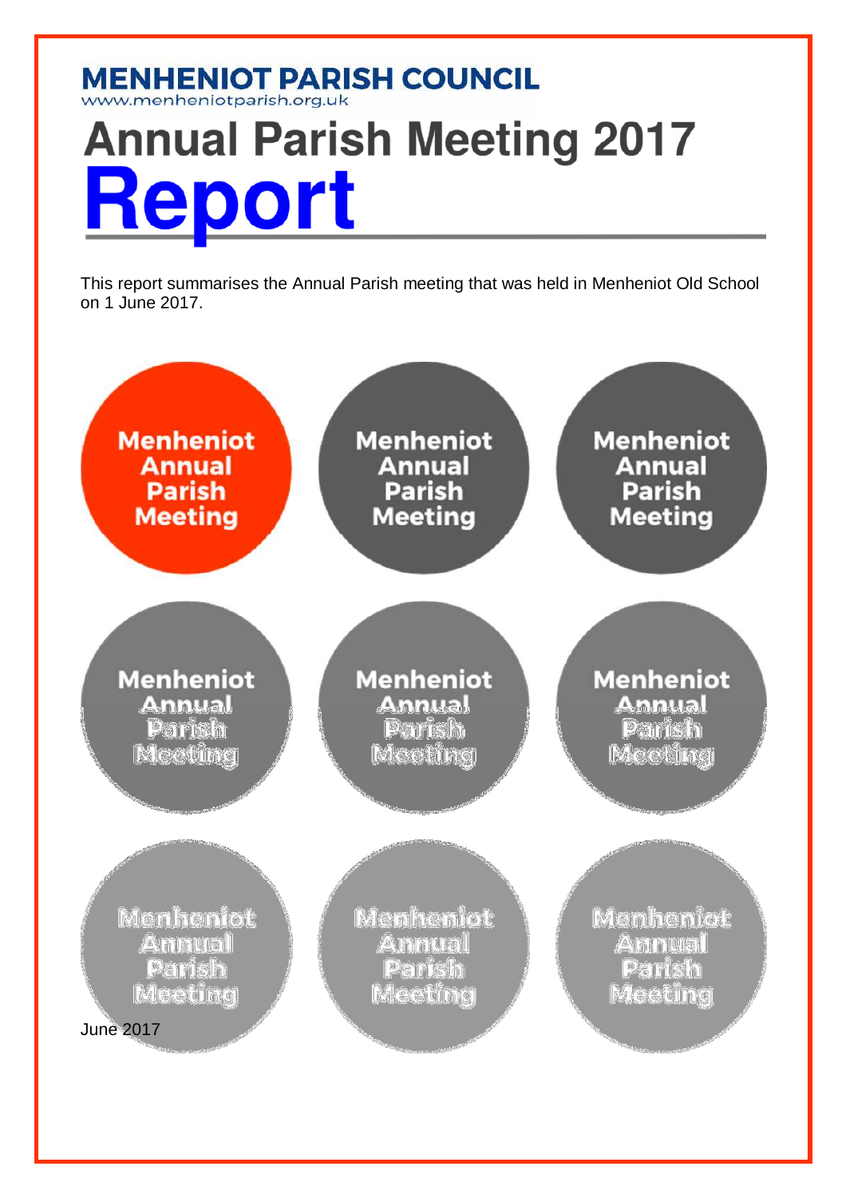**MENHENIOT PARISH COUNCIL**
www.menheniotparish.org.uk

# Annual Parish Meeting 2017 Report

This report summarises the Annual Parish meeting that was held in Menheniot Old School on 1 June 2017.

Menheniot Annual Parish Meeting

June 2017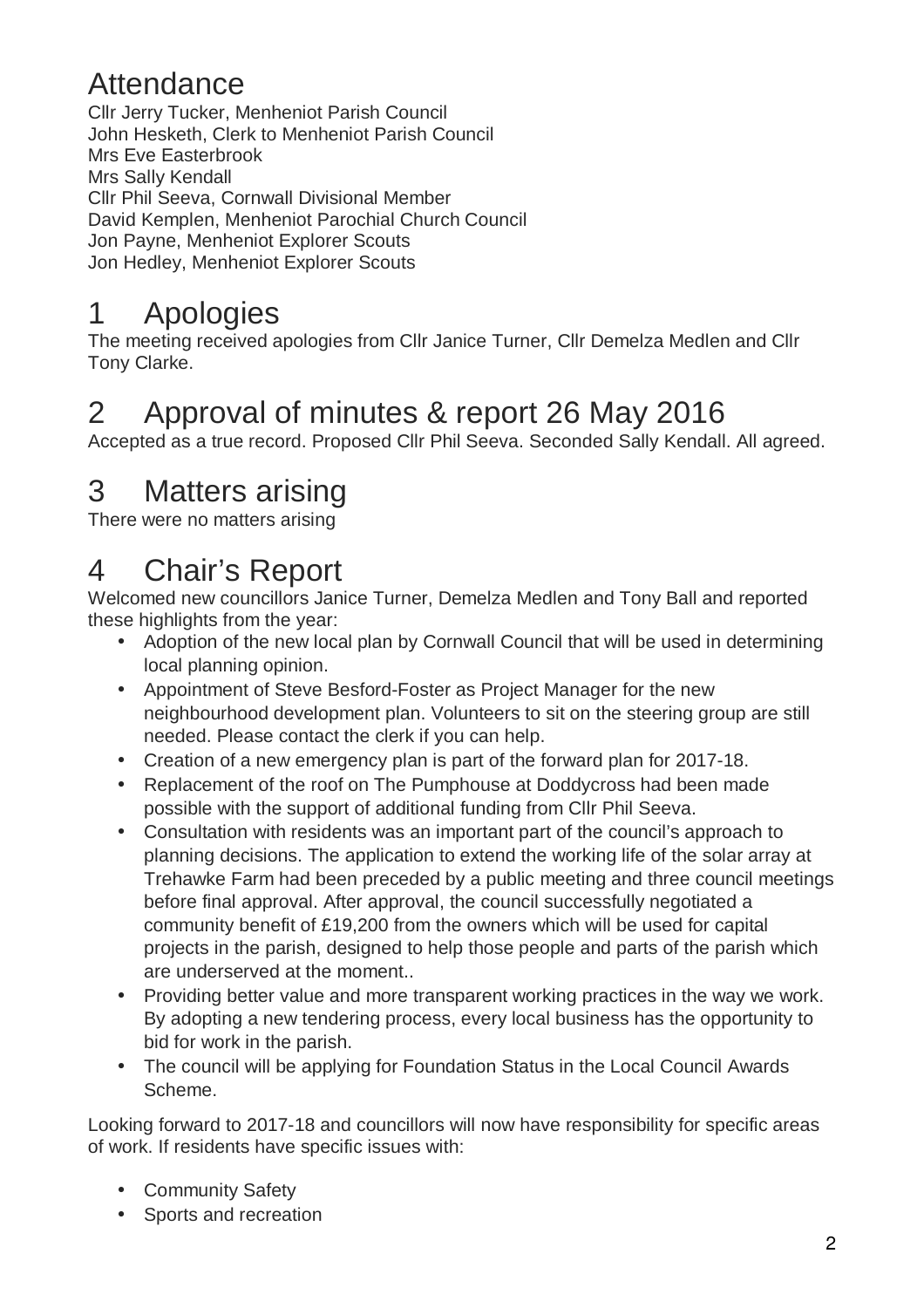# Attendance

Cllr Jerry Tucker, Menheniot Parish Council
John Hesketh, Clerk to Menheniot Parish Council
Mrs Eve Easterbrook
Mrs Sally Kendall
Cllr Phil Seeva, Cornwall Divisional Member
David Kemplen, Menheniot Parochial Church Council
Jon Payne, Menheniot Explorer Scouts
Jon Hedley, Menheniot Explorer Scouts

# 1 Apologies

The meeting received apologies from Cllr Janice Turner, Cllr Demelza Medlen and Cllr Tony Clarke.

# 2 Approval of minutes & report 26 May 2016

Accepted as a true record. Proposed Cllr Phil Seeva. Seconded Sally Kendall. All agreed.

# 3 Matters arising

There were no matters arising

# 4 Chair's Report

Welcomed new councillors Janice Turner, Demelza Medlen and Tony Ball and reported these highlights from the year:

- Adoption of the new local plan by Cornwall Council that will be used in determining local planning opinion.
- Appointment of Steve Besford-Foster as Project Manager for the new neighbourhood development plan. Volunteers to sit on the steering group are still needed. Please contact the clerk if you can help.
- Creation of a new emergency plan is part of the forward plan for 2017-18.
- Replacement of the roof on The Pumphouse at Doddycross had been made possible with the support of additional funding from Cllr Phil Seeva.
- Consultation with residents was an important part of the council's approach to planning decisions. The application to extend the working life of the solar array at Trehawke Farm had been preceded by a public meeting and three council meetings before final approval. After approval, the council successfully negotiated a community benefit of £19,200 from the owners which will be used for capital projects in the parish, designed to help those people and parts of the parish which are underserved at the moment..
- Providing better value and more transparent working practices in the way we work. By adopting a new tendering process, every local business has the opportunity to bid for work in the parish.
- The council will be applying for Foundation Status in the Local Council Awards Scheme.

Looking forward to 2017-18 and councillors will now have responsibility for specific areas of work. If residents have specific issues with:

- Community Safety
- Sports and recreation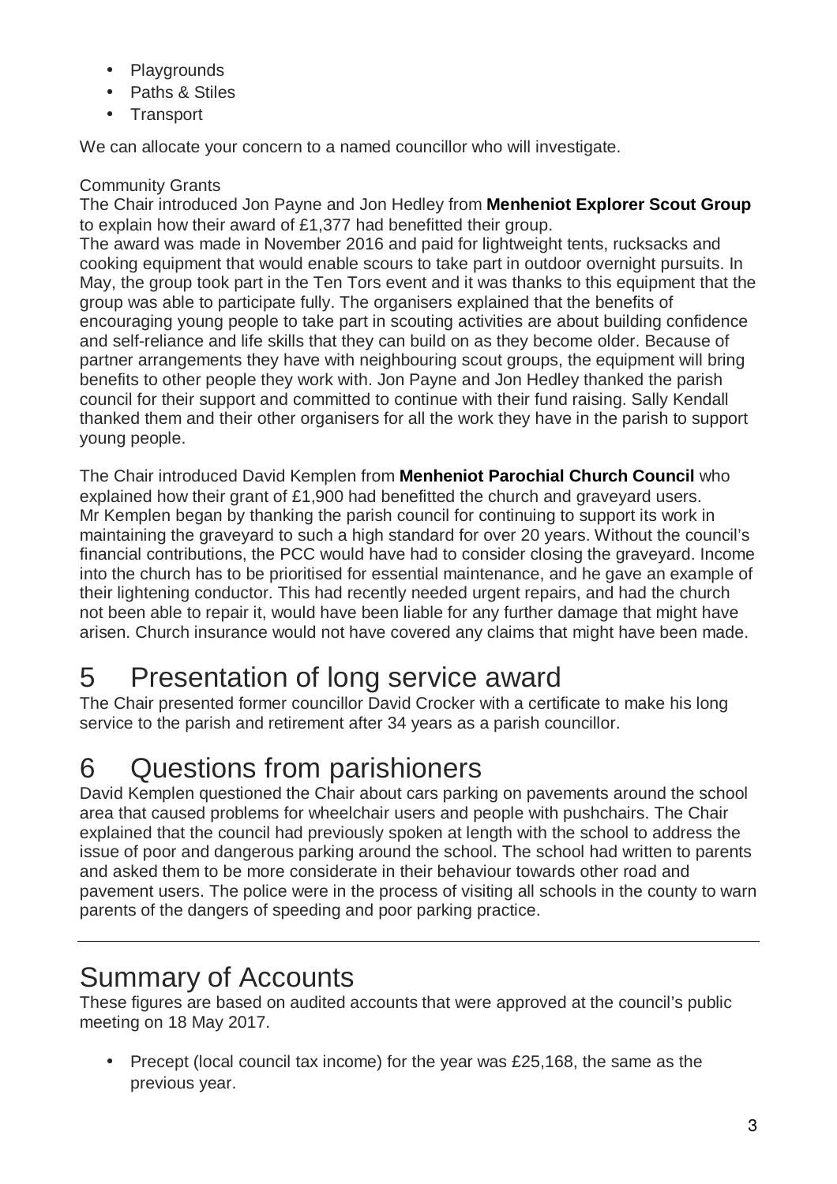- Playgrounds
- Paths & Stiles
- Transport

We can allocate your concern to a named councillor who will investigate.

Community Grants

The Chair introduced Jon Payne and Jon Hedley from **Menheniot Explorer Scout Group** to explain how their award of £1,377 had benefitted their group.

The award was made in November 2016 and paid for lightweight tents, rucksacks and cooking equipment that would enable scours to take part in outdoor overnight pursuits. In May, the group took part in the Ten Tors event and it was thanks to this equipment that the group was able to participate fully. The organisers explained that the benefits of encouraging young people to take part in scouting activities are about building confidence and self-reliance and life skills that they can build on as they become older. Because of partner arrangements they have with neighbouring scout groups, the equipment will bring benefits to other people they work with. Jon Payne and Jon Hedley thanked the parish council for their support and committed to continue with their fund raising. Sally Kendall thanked them and their other organisers for all the work they have in the parish to support young people.

The Chair introduced David Kemplen from **Menheniot Parochial Church Council** who explained how their grant of £1,900 had benefitted the church and graveyard users. Mr Kemplen began by thanking the parish council for continuing to support its work in maintaining the graveyard to such a high standard for over 20 years. Without the council's financial contributions, the PCC would have had to consider closing the graveyard. Income into the church has to be prioritised for essential maintenance, and he gave an example of their lightening conductor. This had recently needed urgent repairs, and had the church not been able to repair it, would have been liable for any further damage that might have arisen. Church insurance would not have covered any claims that might have been made.

# 5 Presentation of long service award

The Chair presented former councillor David Crocker with a certificate to make his long service to the parish and retirement after 34 years as a parish councillor.

# 6 Questions from parishioners

David Kemplen questioned the Chair about cars parking on pavements around the school area that caused problems for wheelchair users and people with pushchairs. The Chair explained that the council had previously spoken at length with the school to address the issue of poor and dangerous parking around the school. The school had written to parents and asked them to be more considerate in their behaviour towards other road and pavement users. The police were in the process of visiting all schools in the county to warn parents of the dangers of speeding and poor parking practice.

---

# Summary of Accounts

These figures are based on audited accounts that were approved at the council's public meeting on 18 May 2017.

- Precept (local council tax income) for the year was £25,168, the same as the previous year.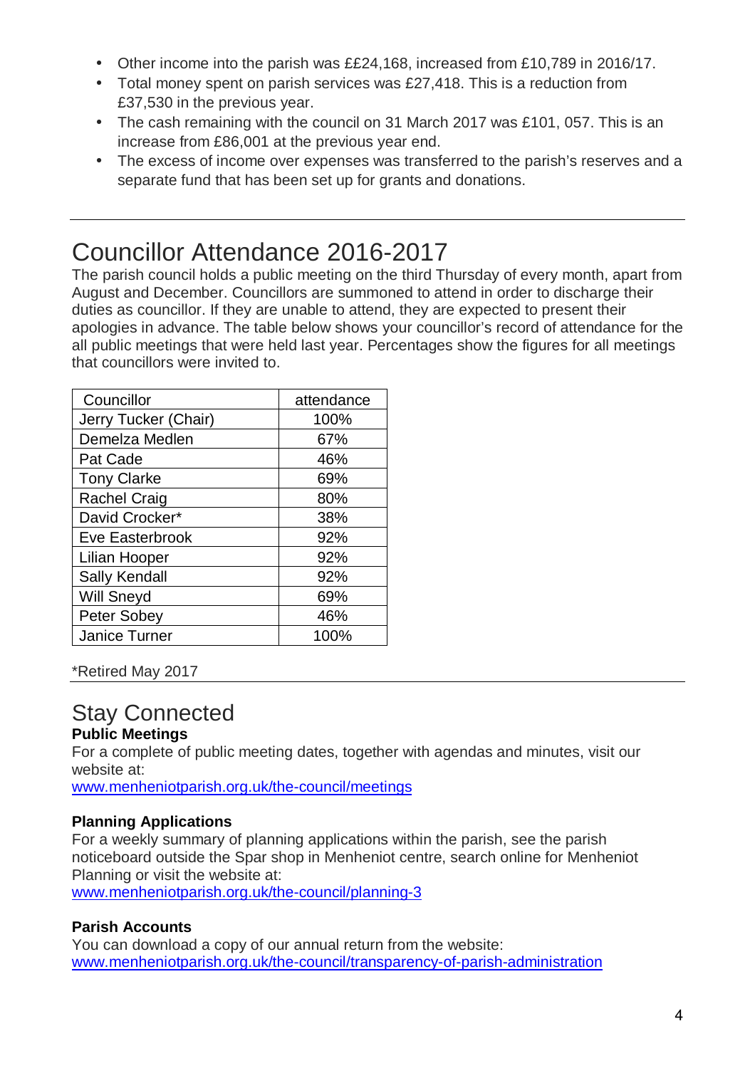- Other income into the parish was ££24,168, increased from £10,789 in 2016/17.
- Total money spent on parish services was £27,418. This is a reduction from £37,530 in the previous year.
- The cash remaining with the council on 31 March 2017 was £101, 057. This is an increase from £86,001 at the previous year end.
- The excess of income over expenses was transferred to the parish's reserves and a separate fund that has been set up for grants and donations.

---

# Councillor Attendance 2016-2017

The parish council holds a public meeting on the third Thursday of every month, apart from August and December. Councillors are summoned to attend in order to discharge their duties as councillor. If they are unable to attend, they are expected to present their apologies in advance. The table below shows your councillor's record of attendance for the all public meetings that were held last year. Percentages show the figures for all meetings that councillors were invited to.

| Councillor | attendance |
|---|---|
| Jerry Tucker (Chair) | 100% |
| Demelza Medlen | 67% |
| Pat Cade | 46% |
| Tony Clarke | 69% |
| Rachel Craig | 80% |
| David Crocker* | 38% |
| Eve Easterbrook | 92% |
| Lilian Hooper | 92% |
| Sally Kendall | 92% |
| Will Sneyd | 69% |
| Peter Sobey | 46% |
| Janice Turner | 100% |

*Retired May 2017

---

# Stay Connected

**Public Meetings**

For a complete of public meeting dates, together with agendas and minutes, visit our website at:
www.menheniotparish.org.uk/the-council/meetings

**Planning Applications**

For a weekly summary of planning applications within the parish, see the parish noticeboard outside the Spar shop in Menheniot centre, search online for Menheniot Planning or visit the website at:
www.menheniotparish.org.uk/the-council/planning-3

**Parish Accounts**

You can download a copy of our annual return from the website:
www.menheniotparish.org.uk/the-council/transparency-of-parish-administration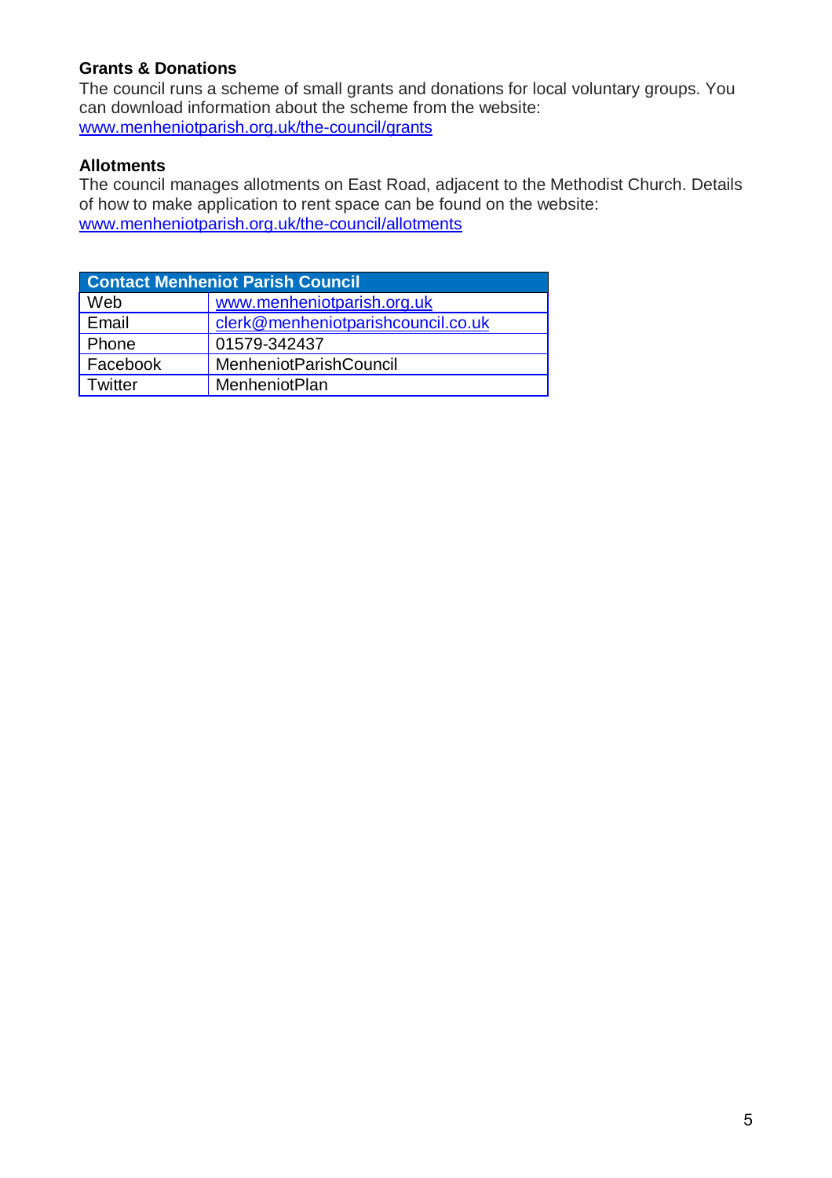### Grants & Donations

The council runs a scheme of small grants and donations for local voluntary groups. You can download information about the scheme from the website: www.menheniotparish.org.uk/the-council/grants

### Allotments

The council manages allotments on East Road, adjacent to the Methodist Church. Details of how to make application to rent space can be found on the website: www.menheniotparish.org.uk/the-council/allotments

| Contact Menheniot Parish Council | |
|---|---|
| Web | www.menheniotparish.org.uk |
| Email | clerk@menheniotparishcouncil.co.uk |
| Phone | 01579-342437 |
| Facebook | MenheniotParishCouncil |
| Twitter | MenheniotPlan |